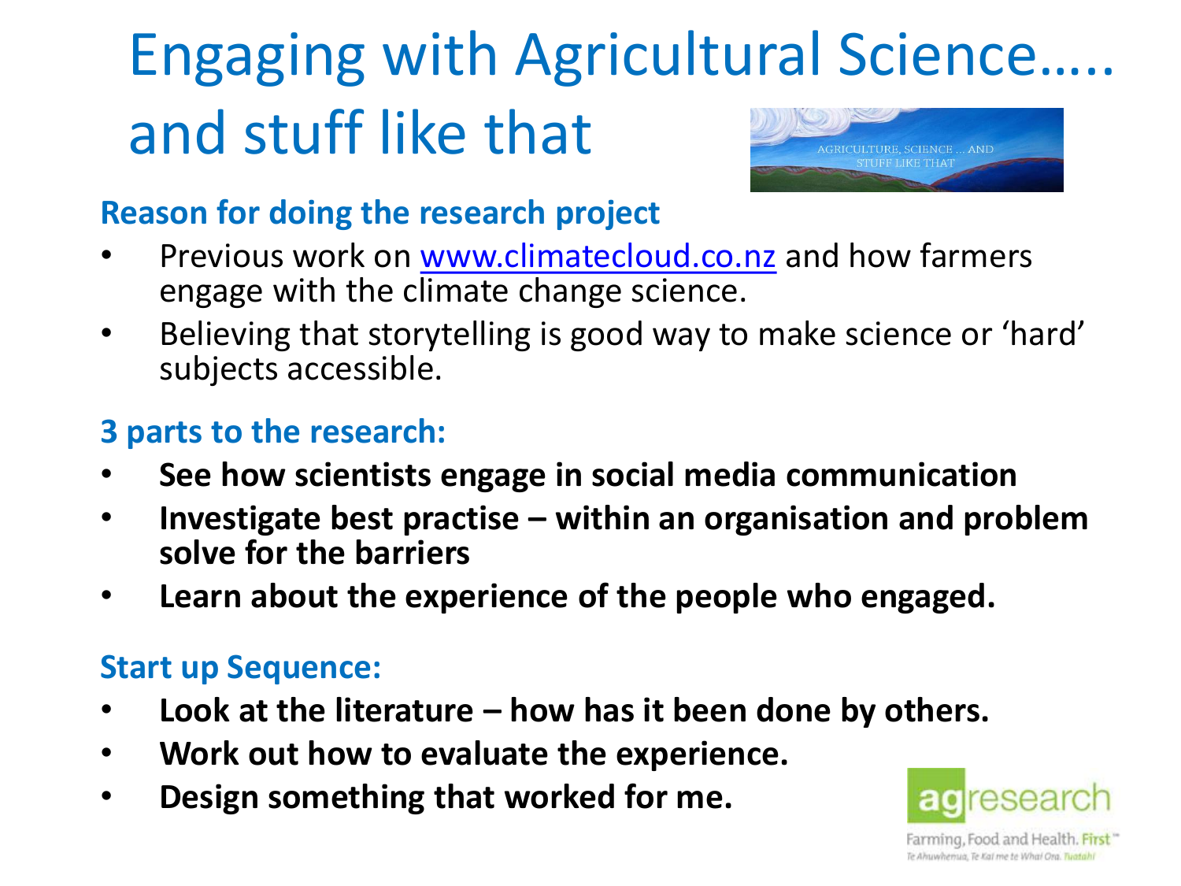# Engaging with Agricultural Science….. and stuff like that

## Reason for doing the research project

- Previous work on www.climatecloud.co.nz and how farmers engage with the climate change science.
- Believing that storytelling is good way to make science or 'hard' subjects accessible.

## 3 parts to the research:

- **See how scientists engage in social media communication**
- **Investigate best practise – within an organisation and problem solve for the barriers**
- **Learn about the experience of the people who engaged.**

## Start up Sequence:

- **Look at the literature – how has it been done by others.**
- **Work out how to evaluate the experience.**
- **Design something that worked for me.**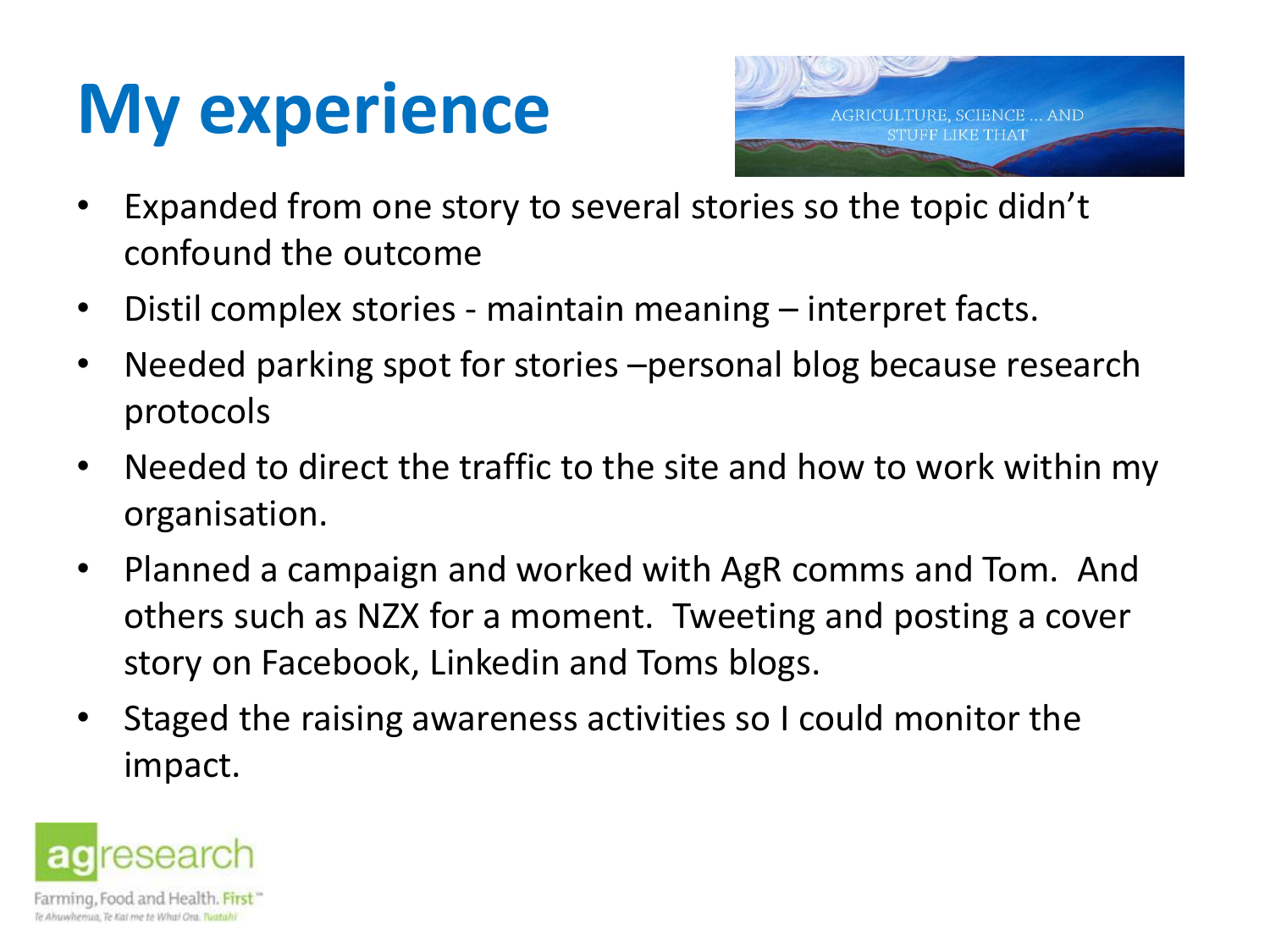# My experience

AGRICULTURE, SCIENCE ... AND STUFF LIKE THAT

- Expanded from one story to several stories so the topic didn't confound the outcome
- Distil complex stories - maintain meaning – interpret facts.
- Needed parking spot for stories –personal blog because research protocols
- Needed to direct the traffic to the site and how to work within my organisation.
- Planned a campaign and worked with AgR comms and Tom. And others such as NZX for a moment. Tweeting and posting a cover story on Facebook, Linkedin and Toms blogs.
- Staged the raising awareness activities so I could monitor the impact.

agresearch

Farming, Food and Health. First™

Te Ahuwhenua, Te Kai me te Whai Ora. Tuatahi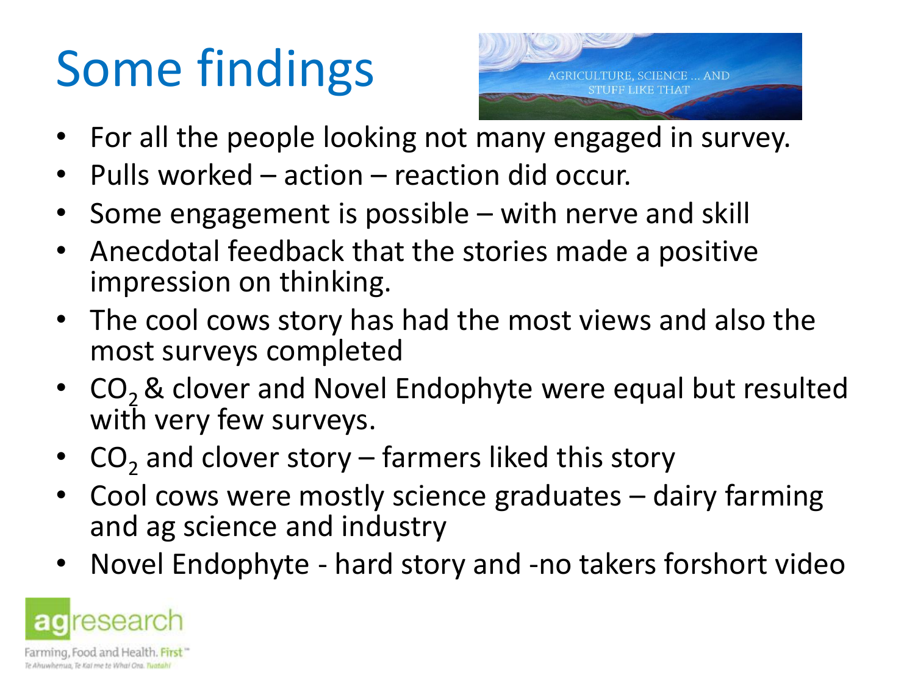# Some findings

AGRICULTURE, SCIENCE ... AND STUFF LIKE THAT

- For all the people looking not many engaged in survey.
- Pulls worked – action – reaction did occur.
- Some engagement is possible – with nerve and skill
- Anecdotal feedback that the stories made a positive impression on thinking.
- The cool cows story has had the most views and also the most surveys completed
- $CO_2$ & clover and Novel Endophyte were equal but resulted with very few surveys.
- $CO_2$ and clover story – farmers liked this story
- Cool cows were mostly science graduates – dairy farming and ag science and industry
- Novel Endophyte - hard story and -no takers forshort video

agresearch

Farming, Food and Health. First™

Te Ahuwhenua, Te Kai me te Whai Ora. Tuatahi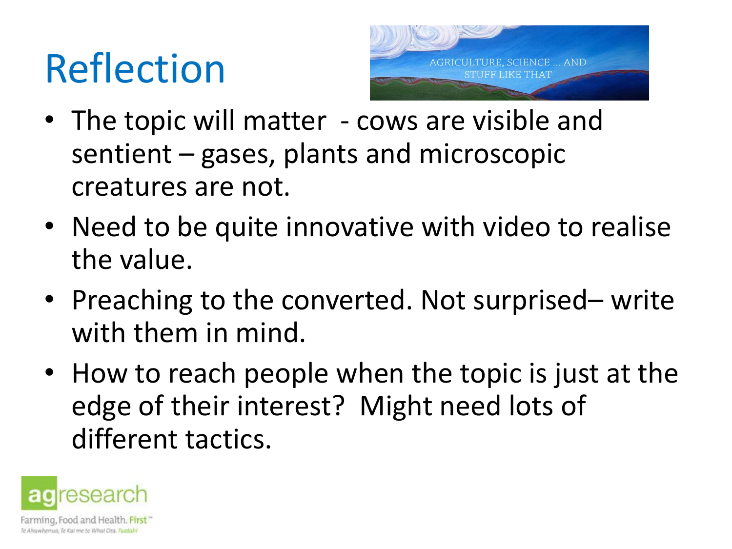# Reflection

AGRICULTURE, SCIENCE ... AND STUFF LIKE THAT

- The topic will matter - cows are visible and sentient – gases, plants and microscopic creatures are not.
- Need to be quite innovative with video to realise the value.
- Preaching to the converted. Not surprised– write with them in mind.
- How to reach people when the topic is just at the edge of their interest? Might need lots of different tactics.

agresearch

Farming, Food and Health. First™

Te Ahuwhenua, Te Kai me te Whai Ora. Tuatahi